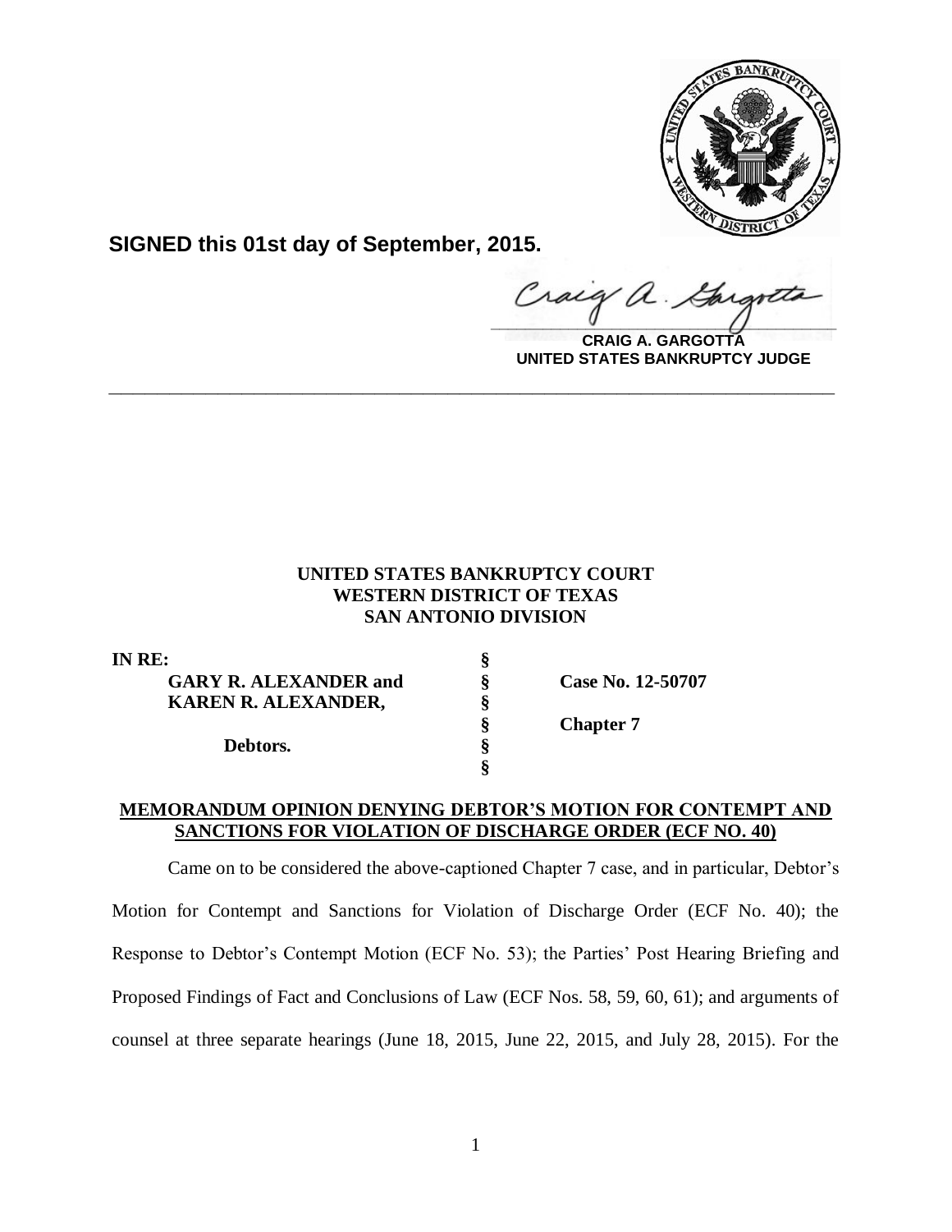**SIGNED this 01st day of September, 2015.**

**CRAIG A. GARGOTTA**
**UNITED STATES BANKRUPTCY JUDGE**

---

**UNITED STATES BANKRUPTCY COURT**
**WESTERN DISTRICT OF TEXAS**
**SAN ANTONIO DIVISION**

| | | |
|---|---|---|
| **IN RE:** | **§** | |
| **GARY R. ALEXANDER and** | **§** | **Case No. 12-50707** |
| **KAREN R. ALEXANDER,** | **§** | |
| | **§** | **Chapter 7** |
| **Debtors.** | **§** | |
| | **§** | |

**MEMORANDUM OPINION DENYING DEBTOR'S MOTION FOR CONTEMPT AND SANCTIONS FOR VIOLATION OF DISCHARGE ORDER (ECF NO. 40)**

Came on to be considered the above-captioned Chapter 7 case, and in particular, Debtor's Motion for Contempt and Sanctions for Violation of Discharge Order (ECF No. 40); the Response to Debtor's Contempt Motion (ECF No. 53); the Parties' Post Hearing Briefing and Proposed Findings of Fact and Conclusions of Law (ECF Nos. 58, 59, 60, 61); and arguments of counsel at three separate hearings (June 18, 2015, June 22, 2015, and July 28, 2015). For the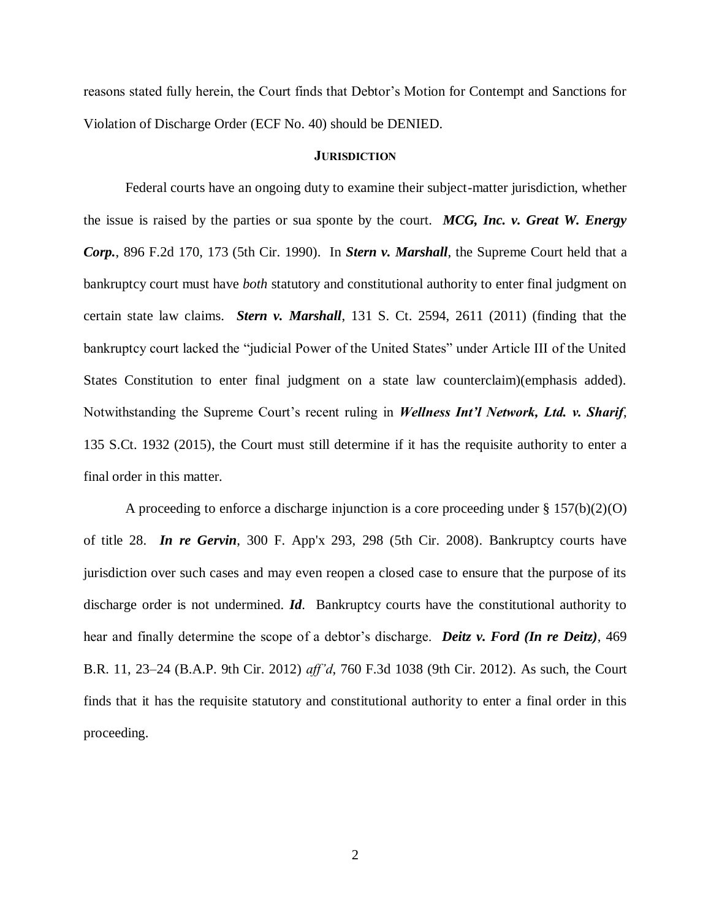reasons stated fully herein, the Court finds that Debtor's Motion for Contempt and Sanctions for Violation of Discharge Order (ECF No. 40) should be DENIED.

## JURISDICTION

Federal courts have an ongoing duty to examine their subject-matter jurisdiction, whether the issue is raised by the parties or sua sponte by the court. ***MCG, Inc. v. Great W. Energy Corp.***, 896 F.2d 170, 173 (5th Cir. 1990). In ***Stern v. Marshall***, the Supreme Court held that a bankruptcy court must have *both* statutory and constitutional authority to enter final judgment on certain state law claims. ***Stern v. Marshall***, 131 S. Ct. 2594, 2611 (2011) (finding that the bankruptcy court lacked the "judicial Power of the United States" under Article III of the United States Constitution to enter final judgment on a state law counterclaim)(emphasis added). Notwithstanding the Supreme Court's recent ruling in ***Wellness Int'l Network, Ltd. v. Sharif***, 135 S.Ct. 1932 (2015), the Court must still determine if it has the requisite authority to enter a final order in this matter.

A proceeding to enforce a discharge injunction is a core proceeding under § 157(b)(2)(O) of title 28. ***In re Gervin***, 300 F. App'x 293, 298 (5th Cir. 2008). Bankruptcy courts have jurisdiction over such cases and may even reopen a closed case to ensure that the purpose of its discharge order is not undermined. ***Id***. Bankruptcy courts have the constitutional authority to hear and finally determine the scope of a debtor's discharge. ***Deitz v. Ford (In re Deitz)***, 469 B.R. 11, 23–24 (B.A.P. 9th Cir. 2012) *aff'd*, 760 F.3d 1038 (9th Cir. 2012). As such, the Court finds that it has the requisite statutory and constitutional authority to enter a final order in this proceeding.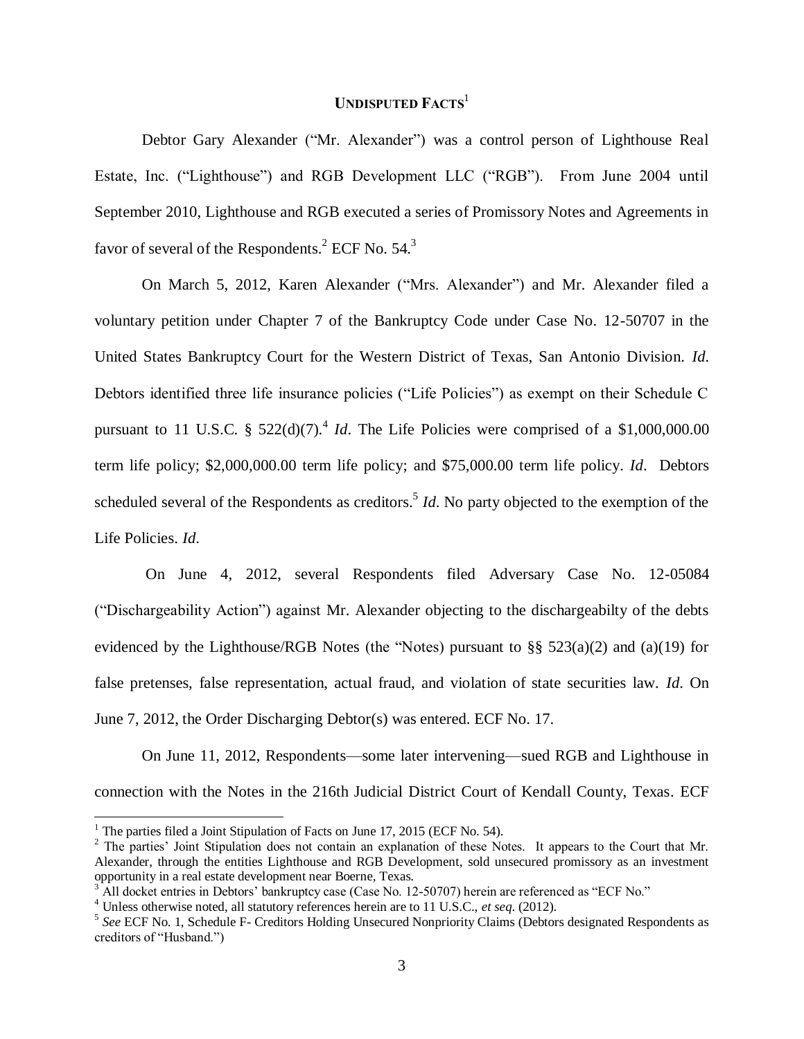## UNDISPUTED FACTS[1]

Debtor Gary Alexander ("Mr. Alexander") was a control person of Lighthouse Real Estate, Inc. ("Lighthouse") and RGB Development LLC ("RGB"). From June 2004 until September 2010, Lighthouse and RGB executed a series of Promissory Notes and Agreements in favor of several of the Respondents.[2] ECF No. 54.[3]

On March 5, 2012, Karen Alexander ("Mrs. Alexander") and Mr. Alexander filed a voluntary petition under Chapter 7 of the Bankruptcy Code under Case No. 12-50707 in the United States Bankruptcy Court for the Western District of Texas, San Antonio Division. *Id*. Debtors identified three life insurance policies ("Life Policies") as exempt on their Schedule C pursuant to 11 U.S.C. § 522(d)(7).[4] *Id*. The Life Policies were comprised of a $1,000,000.00 term life policy; $2,000,000.00 term life policy; and $75,000.00 term life policy. *Id*. Debtors scheduled several of the Respondents as creditors.[5] *Id*. No party objected to the exemption of the Life Policies. *Id*.

On June 4, 2012, several Respondents filed Adversary Case No. 12-05084 ("Dischargeability Action") against Mr. Alexander objecting to the dischargeabilty of the debts evidenced by the Lighthouse/RGB Notes (the "Notes) pursuant to §§ 523(a)(2) and (a)(19) for false pretenses, false representation, actual fraud, and violation of state securities law. *Id*. On June 7, 2012, the Order Discharging Debtor(s) was entered. ECF No. 17.

On June 11, 2012, Respondents—some later intervening—sued RGB and Lighthouse in connection with the Notes in the 216th Judicial District Court of Kendall County, Texas. ECF

---

[1] The parties filed a Joint Stipulation of Facts on June 17, 2015 (ECF No. 54).

[2] The parties' Joint Stipulation does not contain an explanation of these Notes. It appears to the Court that Mr. Alexander, through the entities Lighthouse and RGB Development, sold unsecured promissory as an investment opportunity in a real estate development near Boerne, Texas.

[3] All docket entries in Debtors' bankruptcy case (Case No. 12-50707) herein are referenced as "ECF No."

[4] Unless otherwise noted, all statutory references herein are to 11 U.S.C., *et seq*. (2012).

[5] *See* ECF No. 1, Schedule F- Creditors Holding Unsecured Nonpriority Claims (Debtors designated Respondents as creditors of "Husband.")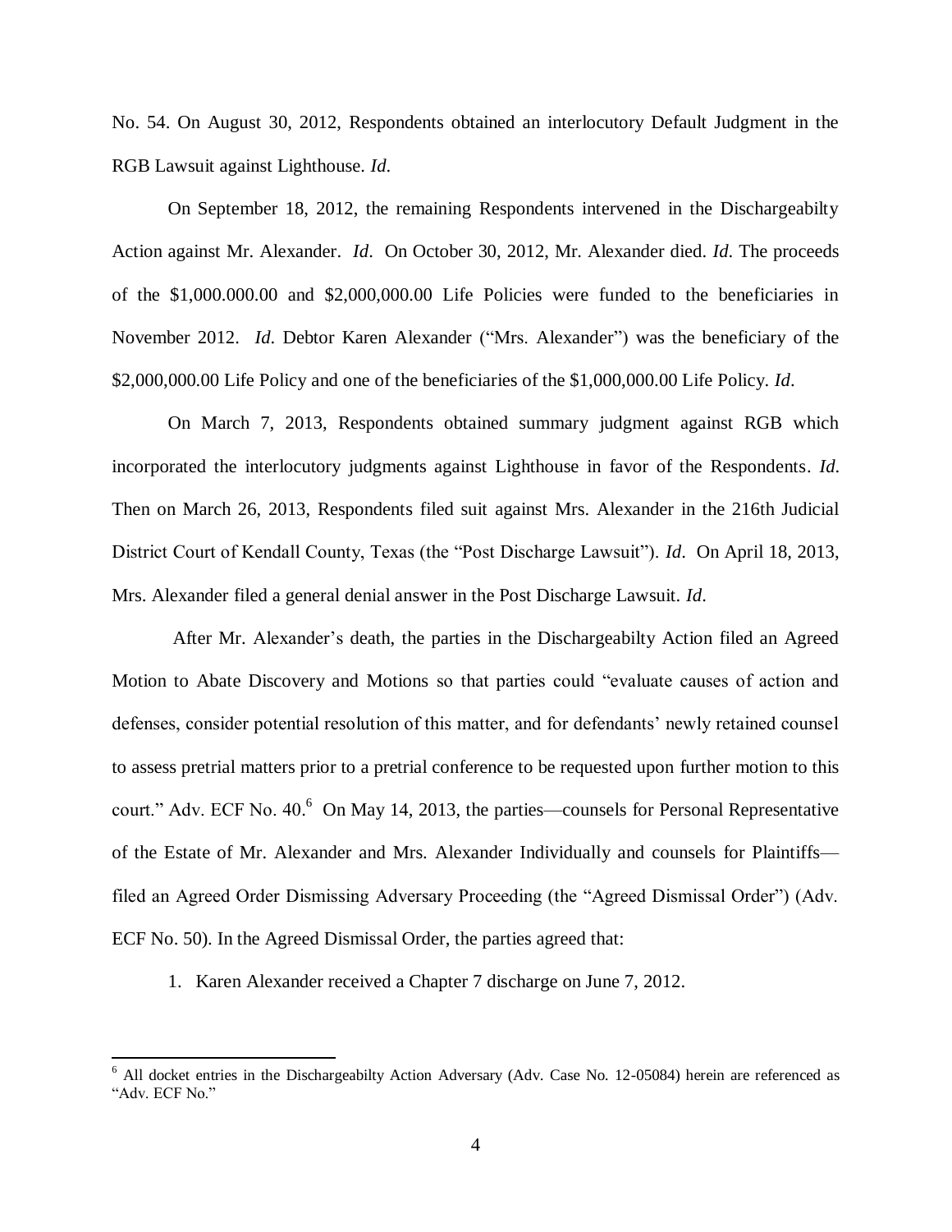No. 54. On August 30, 2012, Respondents obtained an interlocutory Default Judgment in the RGB Lawsuit against Lighthouse. *Id*.

On September 18, 2012, the remaining Respondents intervened in the Dischargeabilty Action against Mr. Alexander. *Id*. On October 30, 2012, Mr. Alexander died. *Id*. The proceeds of the $1,000.000.00 and $2,000,000.00 Life Policies were funded to the beneficiaries in November 2012. *Id*. Debtor Karen Alexander ("Mrs. Alexander") was the beneficiary of the $2,000,000.00 Life Policy and one of the beneficiaries of the $1,000,000.00 Life Policy. *Id*.

On March 7, 2013, Respondents obtained summary judgment against RGB which incorporated the interlocutory judgments against Lighthouse in favor of the Respondents. *Id*. Then on March 26, 2013, Respondents filed suit against Mrs. Alexander in the 216th Judicial District Court of Kendall County, Texas (the "Post Discharge Lawsuit"). *Id*. On April 18, 2013, Mrs. Alexander filed a general denial answer in the Post Discharge Lawsuit. *Id*.

After Mr. Alexander's death, the parties in the Dischargeabilty Action filed an Agreed Motion to Abate Discovery and Motions so that parties could "evaluate causes of action and defenses, consider potential resolution of this matter, and for defendants' newly retained counsel to assess pretrial matters prior to a pretrial conference to be requested upon further motion to this court." Adv. ECF No. 40.[6] On May 14, 2013, the parties—counsels for Personal Representative of the Estate of Mr. Alexander and Mrs. Alexander Individually and counsels for Plaintiffs—filed an Agreed Order Dismissing Adversary Proceeding (the "Agreed Dismissal Order") (Adv. ECF No. 50). In the Agreed Dismissal Order, the parties agreed that:

1. Karen Alexander received a Chapter 7 discharge on June 7, 2012.

[6] All docket entries in the Dischargeabilty Action Adversary (Adv. Case No. 12-05084) herein are referenced as "Adv. ECF No."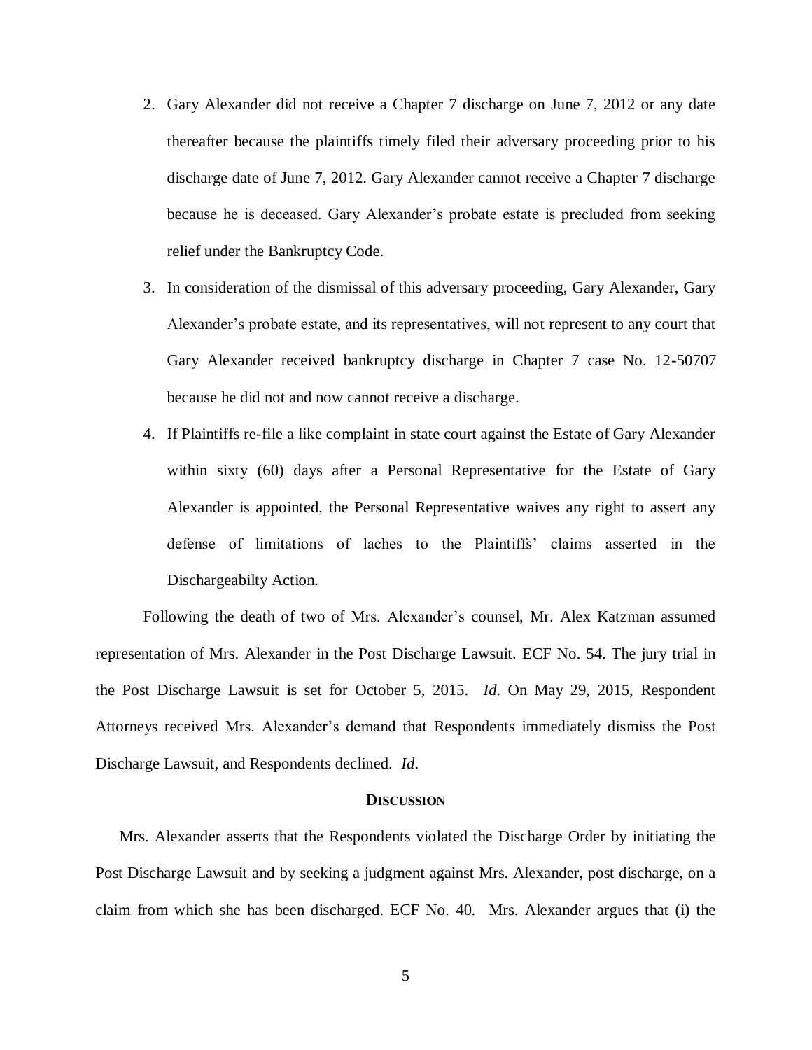2. Gary Alexander did not receive a Chapter 7 discharge on June 7, 2012 or any date thereafter because the plaintiffs timely filed their adversary proceeding prior to his discharge date of June 7, 2012. Gary Alexander cannot receive a Chapter 7 discharge because he is deceased. Gary Alexander's probate estate is precluded from seeking relief under the Bankruptcy Code.
3. In consideration of the dismissal of this adversary proceeding, Gary Alexander, Gary Alexander's probate estate, and its representatives, will not represent to any court that Gary Alexander received bankruptcy discharge in Chapter 7 case No. 12-50707 because he did not and now cannot receive a discharge.
4. If Plaintiffs re-file a like complaint in state court against the Estate of Gary Alexander within sixty (60) days after a Personal Representative for the Estate of Gary Alexander is appointed, the Personal Representative waives any right to assert any defense of limitations of laches to the Plaintiffs' claims asserted in the Dischargeabilty Action.

Following the death of two of Mrs. Alexander's counsel, Mr. Alex Katzman assumed representation of Mrs. Alexander in the Post Discharge Lawsuit. ECF No. 54. The jury trial in the Post Discharge Lawsuit is set for October 5, 2015. *Id.* On May 29, 2015, Respondent Attorneys received Mrs. Alexander's demand that Respondents immediately dismiss the Post Discharge Lawsuit, and Respondents declined. *Id*.

## DISCUSSION

Mrs. Alexander asserts that the Respondents violated the Discharge Order by initiating the Post Discharge Lawsuit and by seeking a judgment against Mrs. Alexander, post discharge, on a claim from which she has been discharged. ECF No. 40. Mrs. Alexander argues that (i) the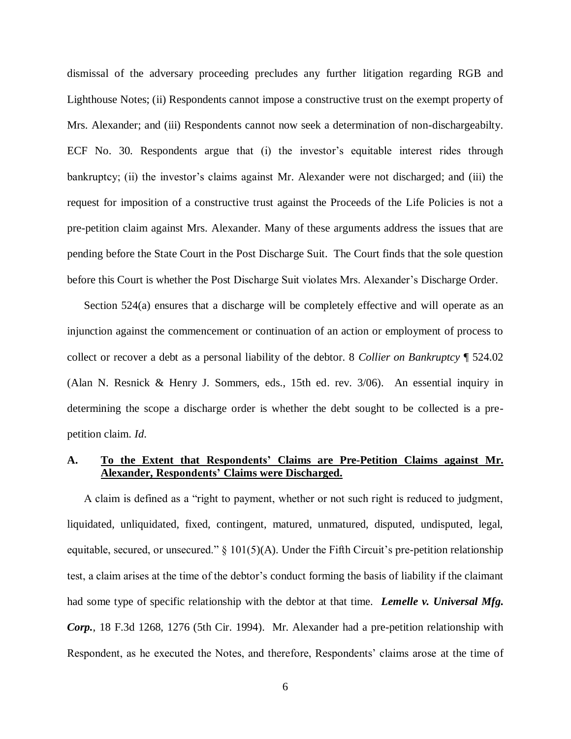dismissal of the adversary proceeding precludes any further litigation regarding RGB and Lighthouse Notes; (ii) Respondents cannot impose a constructive trust on the exempt property of Mrs. Alexander; and (iii) Respondents cannot now seek a determination of non-dischargeabilty. ECF No. 30. Respondents argue that (i) the investor's equitable interest rides through bankruptcy; (ii) the investor's claims against Mr. Alexander were not discharged; and (iii) the request for imposition of a constructive trust against the Proceeds of the Life Policies is not a pre-petition claim against Mrs. Alexander. Many of these arguments address the issues that are pending before the State Court in the Post Discharge Suit. The Court finds that the sole question before this Court is whether the Post Discharge Suit violates Mrs. Alexander's Discharge Order.

Section 524(a) ensures that a discharge will be completely effective and will operate as an injunction against the commencement or continuation of an action or employment of process to collect or recover a debt as a personal liability of the debtor. 8 *Collier on Bankruptcy* ¶ 524.02 (Alan N. Resnick & Henry J. Sommers, eds., 15th ed. rev. 3/06). An essential inquiry in determining the scope a discharge order is whether the debt sought to be collected is a pre-petition claim. *Id.*

### A. <u>To the Extent that Respondents' Claims are Pre-Petition Claims against Mr. Alexander, Respondents' Claims were Discharged.</u>

A claim is defined as a "right to payment, whether or not such right is reduced to judgment, liquidated, unliquidated, fixed, contingent, matured, unmatured, disputed, undisputed, legal, equitable, secured, or unsecured." § 101(5)(A). Under the Fifth Circuit's pre-petition relationship test, a claim arises at the time of the debtor's conduct forming the basis of liability if the claimant had some type of specific relationship with the debtor at that time. ***Lemelle v. Universal Mfg. Corp.***, 18 F.3d 1268, 1276 (5th Cir. 1994). Mr. Alexander had a pre-petition relationship with Respondent, as he executed the Notes, and therefore, Respondents' claims arose at the time of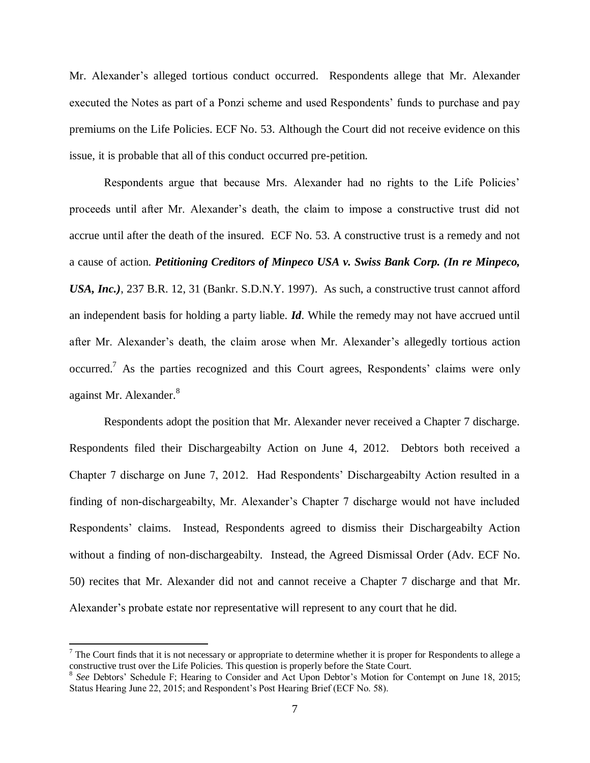Mr. Alexander's alleged tortious conduct occurred. Respondents allege that Mr. Alexander executed the Notes as part of a Ponzi scheme and used Respondents' funds to purchase and pay premiums on the Life Policies. ECF No. 53. Although the Court did not receive evidence on this issue, it is probable that all of this conduct occurred pre-petition.

Respondents argue that because Mrs. Alexander had no rights to the Life Policies' proceeds until after Mr. Alexander's death, the claim to impose a constructive trust did not accrue until after the death of the insured. ECF No. 53. A constructive trust is a remedy and not a cause of action. ***Petitioning Creditors of Minpeco USA v. Swiss Bank Corp. (In re Minpeco, USA, Inc.)***, 237 B.R. 12, 31 (Bankr. S.D.N.Y. 1997). As such, a constructive trust cannot afford an independent basis for holding a party liable. ***Id***. While the remedy may not have accrued until after Mr. Alexander's death, the claim arose when Mr. Alexander's allegedly tortious action occurred.[7] As the parties recognized and this Court agrees, Respondents' claims were only against Mr. Alexander.[8]

Respondents adopt the position that Mr. Alexander never received a Chapter 7 discharge. Respondents filed their Dischargeabilty Action on June 4, 2012. Debtors both received a Chapter 7 discharge on June 7, 2012. Had Respondents' Dischargeabilty Action resulted in a finding of non-dischargeabilty, Mr. Alexander's Chapter 7 discharge would not have included Respondents' claims. Instead, Respondents agreed to dismiss their Dischargeabilty Action without a finding of non-dischargeabilty. Instead, the Agreed Dismissal Order (Adv. ECF No. 50) recites that Mr. Alexander did not and cannot receive a Chapter 7 discharge and that Mr. Alexander's probate estate nor representative will represent to any court that he did.

---

[7] The Court finds that it is not necessary or appropriate to determine whether it is proper for Respondents to allege a constructive trust over the Life Policies. This question is properly before the State Court.

[8] *See* Debtors' Schedule F; Hearing to Consider and Act Upon Debtor's Motion for Contempt on June 18, 2015; Status Hearing June 22, 2015; and Respondent's Post Hearing Brief (ECF No. 58).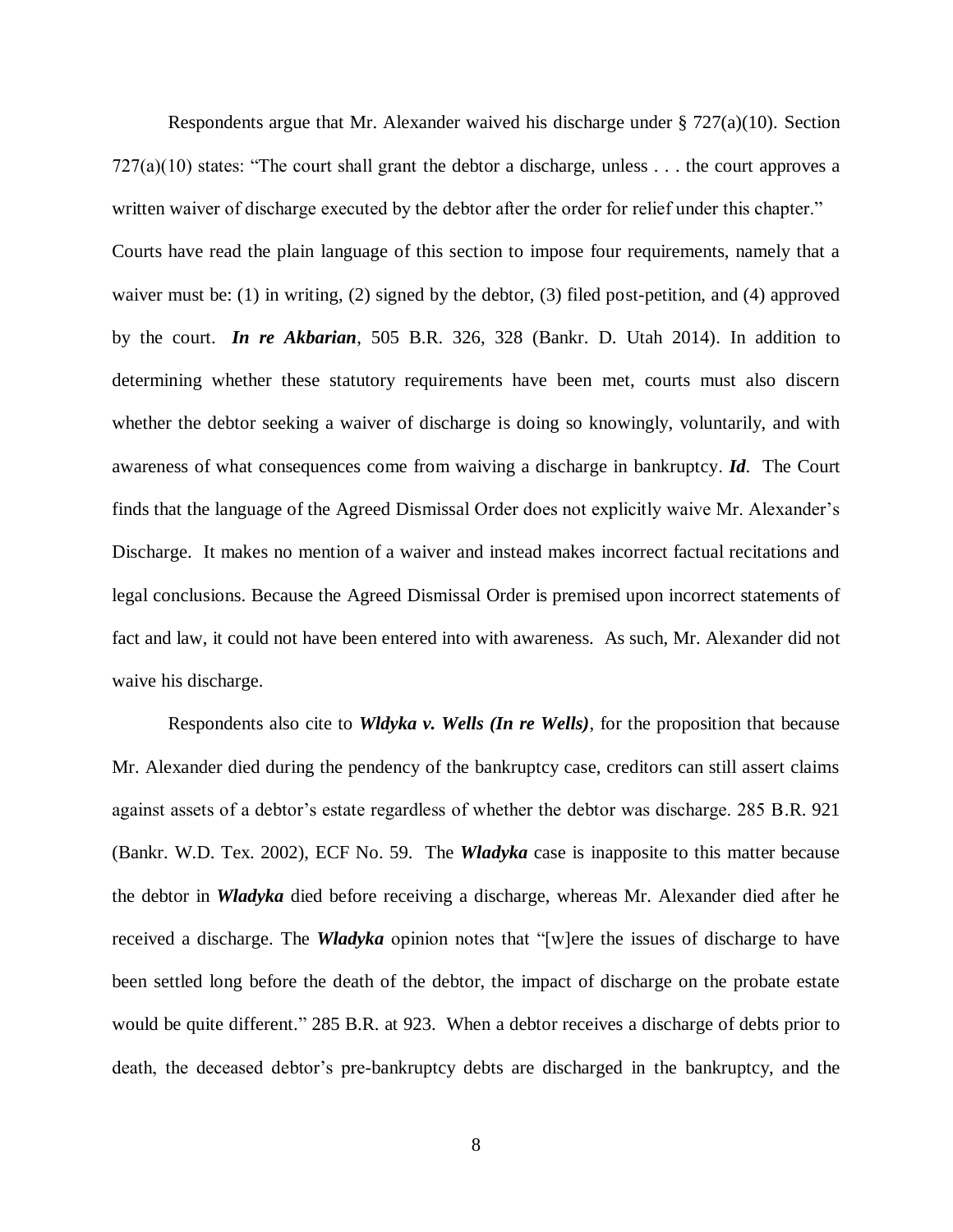Respondents argue that Mr. Alexander waived his discharge under § 727(a)(10). Section 727(a)(10) states: "The court shall grant the debtor a discharge, unless . . . the court approves a written waiver of discharge executed by the debtor after the order for relief under this chapter." Courts have read the plain language of this section to impose four requirements, namely that a waiver must be: (1) in writing, (2) signed by the debtor, (3) filed post-petition, and (4) approved by the court. ***In re Akbarian***, 505 B.R. 326, 328 (Bankr. D. Utah 2014). In addition to determining whether these statutory requirements have been met, courts must also discern whether the debtor seeking a waiver of discharge is doing so knowingly, voluntarily, and with awareness of what consequences come from waiving a discharge in bankruptcy. ***Id***. The Court finds that the language of the Agreed Dismissal Order does not explicitly waive Mr. Alexander's Discharge. It makes no mention of a waiver and instead makes incorrect factual recitations and legal conclusions. Because the Agreed Dismissal Order is premised upon incorrect statements of fact and law, it could not have been entered into with awareness. As such, Mr. Alexander did not waive his discharge.

Respondents also cite to ***Wldyka v. Wells (In re Wells)***, for the proposition that because Mr. Alexander died during the pendency of the bankruptcy case, creditors can still assert claims against assets of a debtor's estate regardless of whether the debtor was discharge. 285 B.R. 921 (Bankr. W.D. Tex. 2002), ECF No. 59. The ***Wladyka*** case is inapposite to this matter because the debtor in ***Wladyka*** died before receiving a discharge, whereas Mr. Alexander died after he received a discharge. The ***Wladyka*** opinion notes that "[w]ere the issues of discharge to have been settled long before the death of the debtor, the impact of discharge on the probate estate would be quite different." 285 B.R. at 923. When a debtor receives a discharge of debts prior to death, the deceased debtor's pre-bankruptcy debts are discharged in the bankruptcy, and the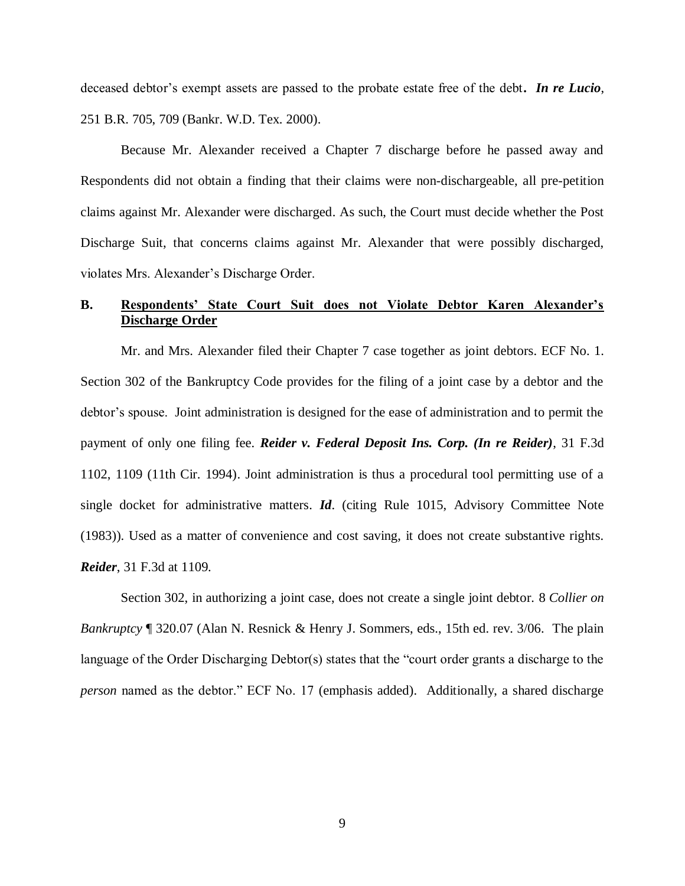deceased debtor's exempt assets are passed to the probate estate free of the debt**.** ***In re Lucio***, 251 B.R. 705, 709 (Bankr. W.D. Tex. 2000).

Because Mr. Alexander received a Chapter 7 discharge before he passed away and Respondents did not obtain a finding that their claims were non-dischargeable, all pre-petition claims against Mr. Alexander were discharged. As such, the Court must decide whether the Post Discharge Suit, that concerns claims against Mr. Alexander that were possibly discharged, violates Mrs. Alexander's Discharge Order.

### B. Respondents' State Court Suit does not Violate Debtor Karen Alexander's Discharge Order

Mr. and Mrs. Alexander filed their Chapter 7 case together as joint debtors. ECF No. 1. Section 302 of the Bankruptcy Code provides for the filing of a joint case by a debtor and the debtor's spouse. Joint administration is designed for the ease of administration and to permit the payment of only one filing fee. ***Reider v. Federal Deposit Ins. Corp. (In re Reider)***, 31 F.3d 1102, 1109 (11th Cir. 1994). Joint administration is thus a procedural tool permitting use of a single docket for administrative matters. ***Id***. (citing Rule 1015, Advisory Committee Note (1983)). Used as a matter of convenience and cost saving, it does not create substantive rights. ***Reider***, 31 F.3d at 1109.

Section 302, in authorizing a joint case, does not create a single joint debtor. 8 *Collier on Bankruptcy* ¶ 320.07 (Alan N. Resnick & Henry J. Sommers, eds., 15th ed. rev. 3/06. The plain language of the Order Discharging Debtor(s) states that the "court order grants a discharge to the *person* named as the debtor." ECF No. 17 (emphasis added). Additionally, a shared discharge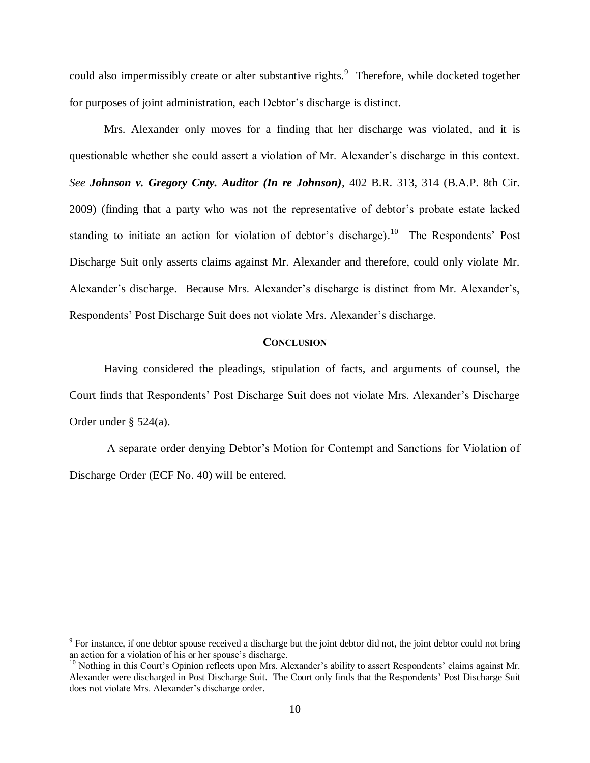could also impermissibly create or alter substantive rights.[9] Therefore, while docketed together for purposes of joint administration, each Debtor's discharge is distinct.

Mrs. Alexander only moves for a finding that her discharge was violated, and it is questionable whether she could assert a violation of Mr. Alexander's discharge in this context. *See* ***Johnson v. Gregory Cnty. Auditor (In re Johnson)***, 402 B.R. 313, 314 (B.A.P. 8th Cir. 2009) (finding that a party who was not the representative of debtor's probate estate lacked standing to initiate an action for violation of debtor's discharge).[10] The Respondents' Post Discharge Suit only asserts claims against Mr. Alexander and therefore, could only violate Mr. Alexander's discharge. Because Mrs. Alexander's discharge is distinct from Mr. Alexander's, Respondents' Post Discharge Suit does not violate Mrs. Alexander's discharge.

## CONCLUSION

Having considered the pleadings, stipulation of facts, and arguments of counsel, the Court finds that Respondents' Post Discharge Suit does not violate Mrs. Alexander's Discharge Order under § 524(a).

A separate order denying Debtor's Motion for Contempt and Sanctions for Violation of Discharge Order (ECF No. 40) will be entered.

---

[9] For instance, if one debtor spouse received a discharge but the joint debtor did not, the joint debtor could not bring an action for a violation of his or her spouse's discharge.

[10] Nothing in this Court's Opinion reflects upon Mrs. Alexander's ability to assert Respondents' claims against Mr. Alexander were discharged in Post Discharge Suit. The Court only finds that the Respondents' Post Discharge Suit does not violate Mrs. Alexander's discharge order.